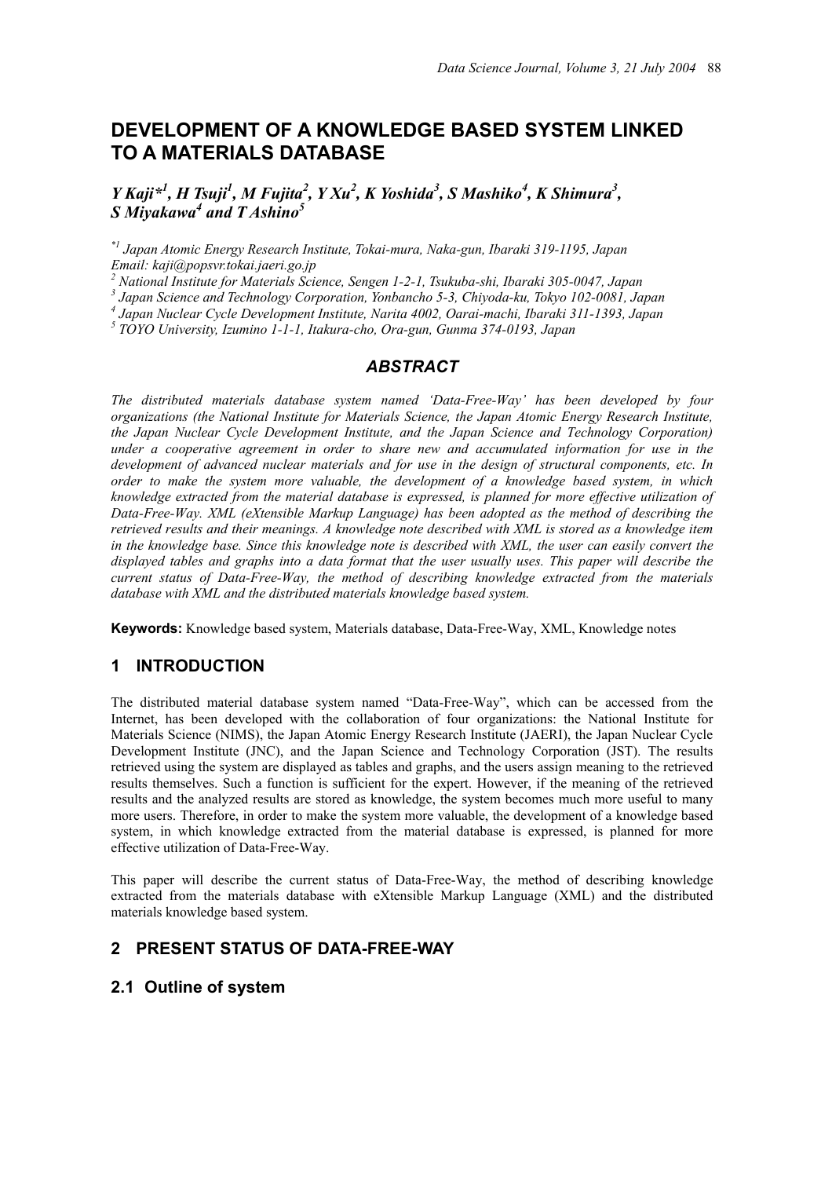# DEVELOPMENT OF A KNOWLEDGE BASED SYSTEM LINKED TO A MATERIALS DATABASE

***Y Kaji*[1], H Tsuji[1], M Fujita[2], Y Xu[2], K Yoshida[3], S Mashiko[4], K Shimura[3], S Miyakawa[4] and T Ashino[5]***

*[*1] Japan Atomic Energy Research Institute, Tokai-mura, Naka-gun, Ibaraki 319-1195, Japan*
*Email: kaji@popsvr.tokai.jaeri.go.jp*
*[2] National Institute for Materials Science, Sengen 1-2-1, Tsukuba-shi, Ibaraki 305-0047, Japan*
*[3] Japan Science and Technology Corporation, Yonbancho 5-3, Chiyoda-ku, Tokyo 102-0081, Japan*
*[4] Japan Nuclear Cycle Development Institute, Narita 4002, Oarai-machi, Ibaraki 311-1393, Japan*
*[5] TOYO University, Izumino 1-1-1, Itakura-cho, Ora-gun, Gunma 374-0193, Japan*

## *ABSTRACT*

*The distributed materials database system named 'Data-Free-Way' has been developed by four organizations (the National Institute for Materials Science, the Japan Atomic Energy Research Institute, the Japan Nuclear Cycle Development Institute, and the Japan Science and Technology Corporation) under a cooperative agreement in order to share new and accumulated information for use in the development of advanced nuclear materials and for use in the design of structural components, etc. In order to make the system more valuable, the development of a knowledge based system, in which knowledge extracted from the material database is expressed, is planned for more effective utilization of Data-Free-Way. XML (eXtensible Markup Language) has been adopted as the method of describing the retrieved results and their meanings. A knowledge note described with XML is stored as a knowledge item in the knowledge base. Since this knowledge note is described with XML, the user can easily convert the displayed tables and graphs into a data format that the user usually uses. This paper will describe the current status of Data-Free-Way, the method of describing knowledge extracted from the materials database with XML and the distributed materials knowledge based system.*

**Keywords:** Knowledge based system, Materials database, Data-Free-Way, XML, Knowledge notes

## 1 INTRODUCTION

The distributed material database system named "Data-Free-Way", which can be accessed from the Internet, has been developed with the collaboration of four organizations: the National Institute for Materials Science (NIMS), the Japan Atomic Energy Research Institute (JAERI), the Japan Nuclear Cycle Development Institute (JNC), and the Japan Science and Technology Corporation (JST). The results retrieved using the system are displayed as tables and graphs, and the users assign meaning to the retrieved results themselves. Such a function is sufficient for the expert. However, if the meaning of the retrieved results and the analyzed results are stored as knowledge, the system becomes much more useful to many more users. Therefore, in order to make the system more valuable, the development of a knowledge based system, in which knowledge extracted from the material database is expressed, is planned for more effective utilization of Data-Free-Way.

This paper will describe the current status of Data-Free-Way, the method of describing knowledge extracted from the materials database with eXtensible Markup Language (XML) and the distributed materials knowledge based system.

## 2 PRESENT STATUS OF DATA-FREE-WAY

### 2.1 Outline of system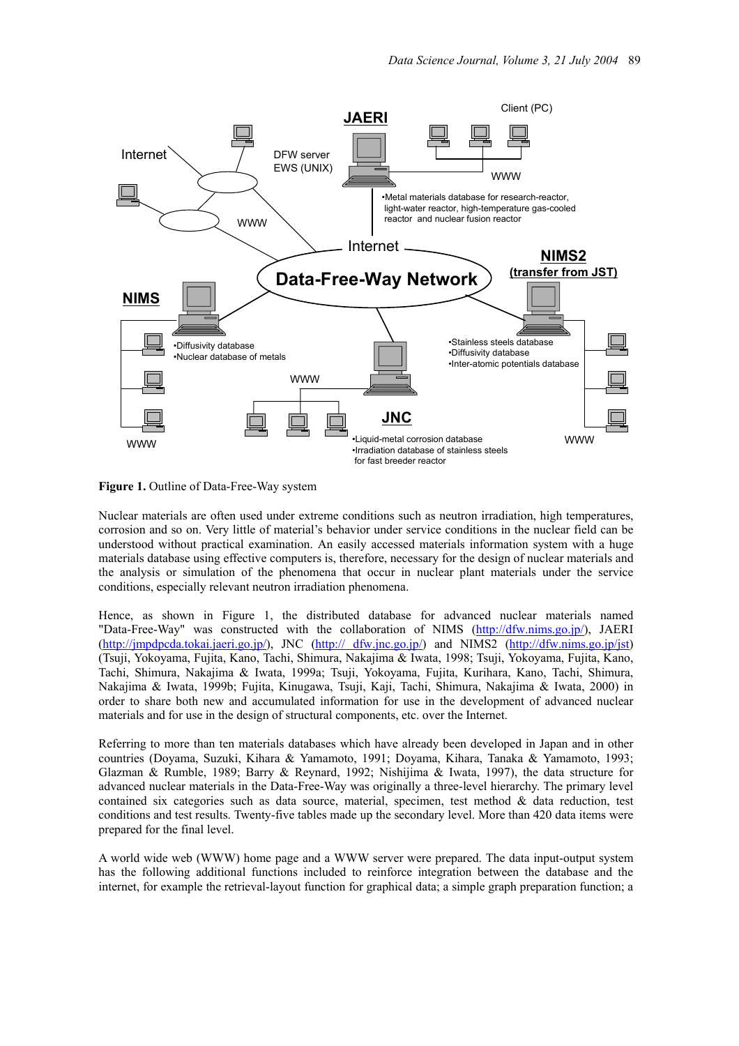**Figure 1.** Outline of Data-Free-Way system

Nuclear materials are often used under extreme conditions such as neutron irradiation, high temperatures, corrosion and so on. Very little of material's behavior under service conditions in the nuclear field can be understood without practical examination. An easily accessed materials information system with a huge materials database using effective computers is, therefore, necessary for the design of nuclear materials and the analysis or simulation of the phenomena that occur in nuclear plant materials under the service conditions, especially relevant neutron irradiation phenomena.

Hence, as shown in Figure 1, the distributed database for advanced nuclear materials named "Data-Free-Way" was constructed with the collaboration of NIMS (http://dfw.nims.go.jp/), JAERI (http://jmpdpcda.tokai.jaeri.go.jp/), JNC (http:// dfw.jnc.go.jp/) and NIMS2 (http://dfw.nims.go.jp/jst) (Tsuji, Yokoyama, Fujita, Kano, Tachi, Shimura, Nakajima & Iwata, 1998; Tsuji, Yokoyama, Fujita, Kano, Tachi, Shimura, Nakajima & Iwata, 1999a; Tsuji, Yokoyama, Fujita, Kurihara, Kano, Tachi, Shimura, Nakajima & Iwata, 1999b; Fujita, Kinugawa, Tsuji, Kaji, Tachi, Shimura, Nakajima & Iwata, 2000) in order to share both new and accumulated information for use in the development of advanced nuclear materials and for use in the design of structural components, etc. over the Internet.

Referring to more than ten materials databases which have already been developed in Japan and in other countries (Doyama, Suzuki, Kihara & Yamamoto, 1991; Doyama, Kihara, Tanaka & Yamamoto, 1993; Glazman & Rumble, 1989; Barry & Reynard, 1992; Nishijima & Iwata, 1997), the data structure for advanced nuclear materials in the Data-Free-Way was originally a three-level hierarchy. The primary level contained six categories such as data source, material, specimen, test method & data reduction, test conditions and test results. Twenty-five tables made up the secondary level. More than 420 data items were prepared for the final level.

A world wide web (WWW) home page and a WWW server were prepared. The data input-output system has the following additional functions included to reinforce integration between the database and the internet, for example the retrieval-layout function for graphical data; a simple graph preparation function; a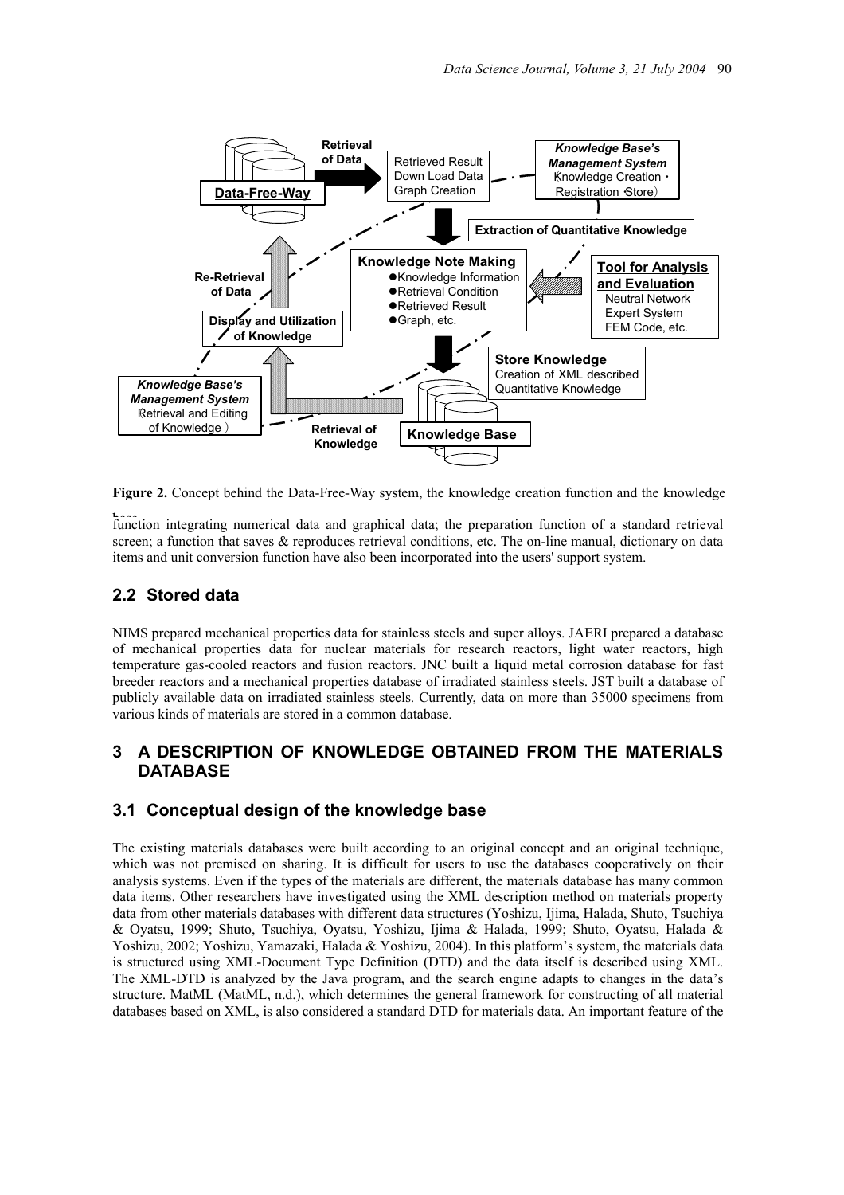**Figure 2.** Concept behind the Data-Free-Way system, the knowledge creation function and the knowledge base

function integrating numerical data and graphical data; the preparation function of a standard retrieval screen; a function that saves & reproduces retrieval conditions, etc. The on-line manual, dictionary on data items and unit conversion function have also been incorporated into the users' support system.

## 2.2 Stored data

NIMS prepared mechanical properties data for stainless steels and super alloys. JAERI prepared a database of mechanical properties data for nuclear materials for research reactors, light water reactors, high temperature gas-cooled reactors and fusion reactors. JNC built a liquid metal corrosion database for fast breeder reactors and a mechanical properties database of irradiated stainless steels. JST built a database of publicly available data on irradiated stainless steels. Currently, data on more than 35000 specimens from various kinds of materials are stored in a common database.

# 3 A DESCRIPTION OF KNOWLEDGE OBTAINED FROM THE MATERIALS DATABASE

## 3.1 Conceptual design of the knowledge base

The existing materials databases were built according to an original concept and an original technique, which was not premised on sharing. It is difficult for users to use the databases cooperatively on their analysis systems. Even if the types of the materials are different, the materials database has many common data items. Other researchers have investigated using the XML description method on materials property data from other materials databases with different data structures (Yoshizu, Ijima, Halada, Shuto, Tsuchiya & Oyatsu, 1999; Shuto, Tsuchiya, Oyatsu, Yoshizu, Ijima & Halada, 1999; Shuto, Oyatsu, Halada & Yoshizu, 2002; Yoshizu, Yamazaki, Halada & Yoshizu, 2004). In this platform's system, the materials data is structured using XML-Document Type Definition (DTD) and the data itself is described using XML. The XML-DTD is analyzed by the Java program, and the search engine adapts to changes in the data's structure. MatML (MatML, n.d.), which determines the general framework for constructing of all material databases based on XML, is also considered a standard DTD for materials data. An important feature of the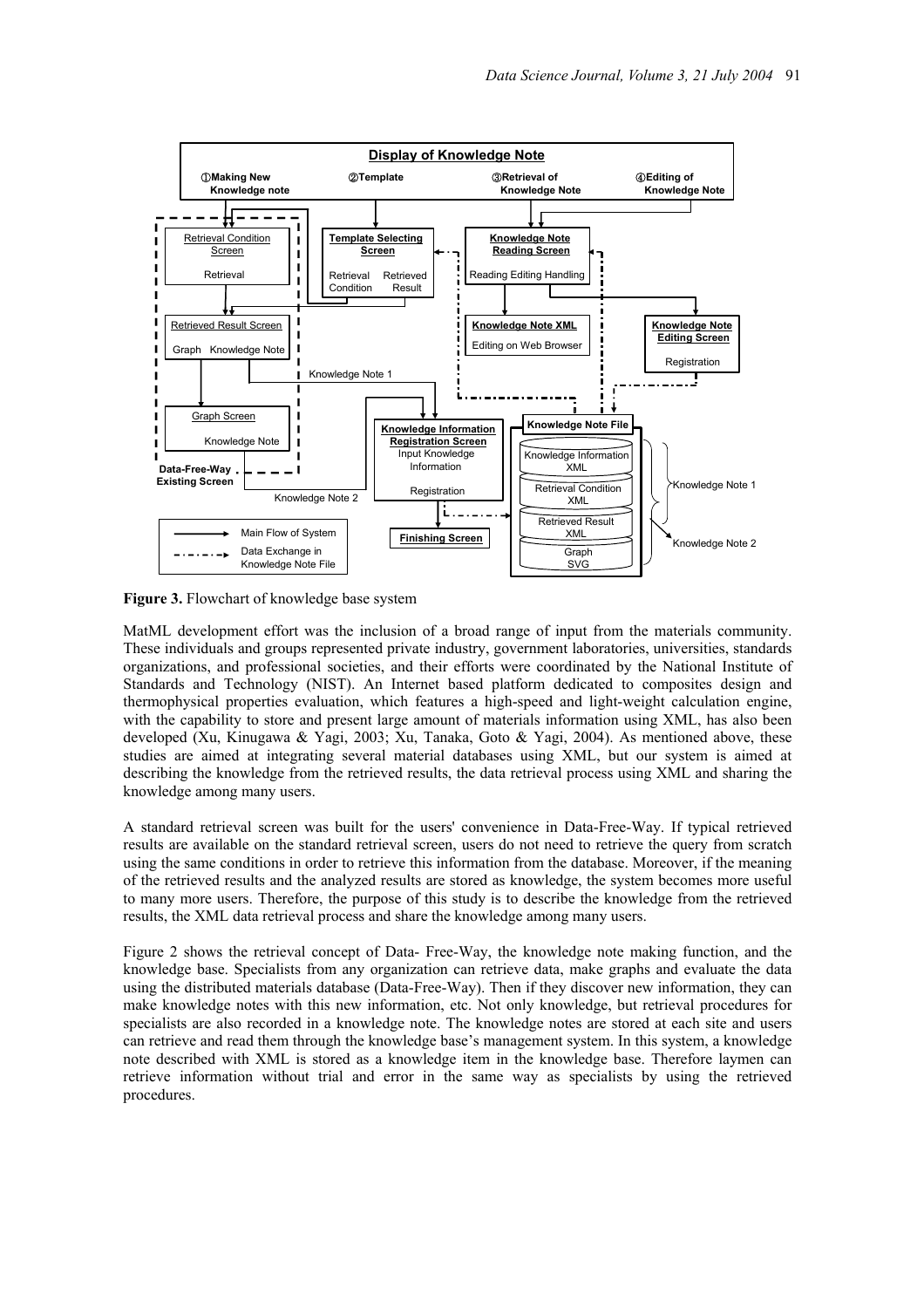Figure 3. Flowchart of knowledge base system

MatML development effort was the inclusion of a broad range of input from the materials community. These individuals and groups represented private industry, government laboratories, universities, standards organizations, and professional societies, and their efforts were coordinated by the National Institute of Standards and Technology (NIST). An Internet based platform dedicated to composites design and thermophysical properties evaluation, which features a high-speed and light-weight calculation engine, with the capability to store and present large amount of materials information using XML, has also been developed (Xu, Kinugawa & Yagi, 2003; Xu, Tanaka, Goto & Yagi, 2004). As mentioned above, these studies are aimed at integrating several material databases using XML, but our system is aimed at describing the knowledge from the retrieved results, the data retrieval process using XML and sharing the knowledge among many users.

A standard retrieval screen was built for the users' convenience in Data-Free-Way. If typical retrieved results are available on the standard retrieval screen, users do not need to retrieve the query from scratch using the same conditions in order to retrieve this information from the database. Moreover, if the meaning of the retrieved results and the analyzed results are stored as knowledge, the system becomes more useful to many more users. Therefore, the purpose of this study is to describe the knowledge from the retrieved results, the XML data retrieval process and share the knowledge among many users.

Figure 2 shows the retrieval concept of Data- Free-Way, the knowledge note making function, and the knowledge base. Specialists from any organization can retrieve data, make graphs and evaluate the data using the distributed materials database (Data-Free-Way). Then if they discover new information, they can make knowledge notes with this new information, etc. Not only knowledge, but retrieval procedures for specialists are also recorded in a knowledge note. The knowledge notes are stored at each site and users can retrieve and read them through the knowledge base's management system. In this system, a knowledge note described with XML is stored as a knowledge item in the knowledge base. Therefore laymen can retrieve information without trial and error in the same way as specialists by using the retrieved procedures.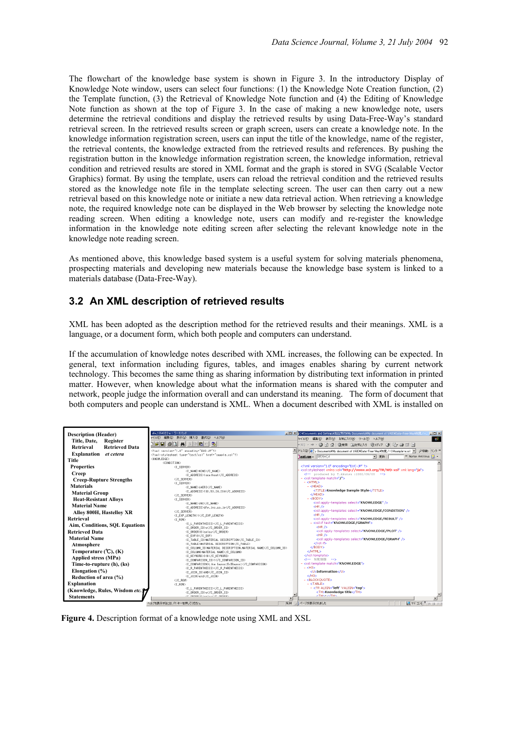The flowchart of the knowledge base system is shown in Figure 3. In the introductory Display of Knowledge Note window, users can select four functions: (1) the Knowledge Note Creation function, (2) the Template function, (3) the Retrieval of Knowledge Note function and (4) the Editing of Knowledge Note function as shown at the top of Figure 3. In the case of making a new knowledge note, users determine the retrieval conditions and display the retrieved results by using Data-Free-Way's standard retrieval screen. In the retrieved results screen or graph screen, users can create a knowledge note. In the knowledge information registration screen, users can input the title of the knowledge, name of the register, the retrieval contents, the knowledge extracted from the retrieved results and references. By pushing the registration button in the knowledge information registration screen, the knowledge information, retrieval condition and retrieved results are stored in XML format and the graph is stored in SVG (Scalable Vector Graphics) format. By using the template, users can reload the retrieval condition and the retrieved results stored as the knowledge note file in the template selecting screen. The user can then carry out a new retrieval based on this knowledge note or initiate a new data retrieval action. When retrieving a knowledge note, the required knowledge note can be displayed in the Web browser by selecting the knowledge note reading screen. When editing a knowledge note, users can modify and re-register the knowledge information in the knowledge note editing screen after selecting the relevant knowledge note in the knowledge note reading screen.

As mentioned above, this knowledge based system is a useful system for solving materials phenomena, prospecting materials and developing new materials because the knowledge base system is linked to a materials database (Data-Free-Way).

## 3.2 An XML description of retrieved results

XML has been adopted as the description method for the retrieved results and their meanings. XML is a language, or a document form, which both people and computers can understand.

If the accumulation of knowledge notes described with XML increases, the following can be expected. In general, text information including figures, tables, and images enables sharing by current network technology. This becomes the same thing as sharing information by distributing text information in printed matter. However, when knowledge about what the information means is shared with the computer and network, people judge the information overall and can understand its meaning. The form of document that both computers and people can understand is XML. When a document described with XML is installed on

**Figure 4.** Description format of a knowledge note using XML and XSL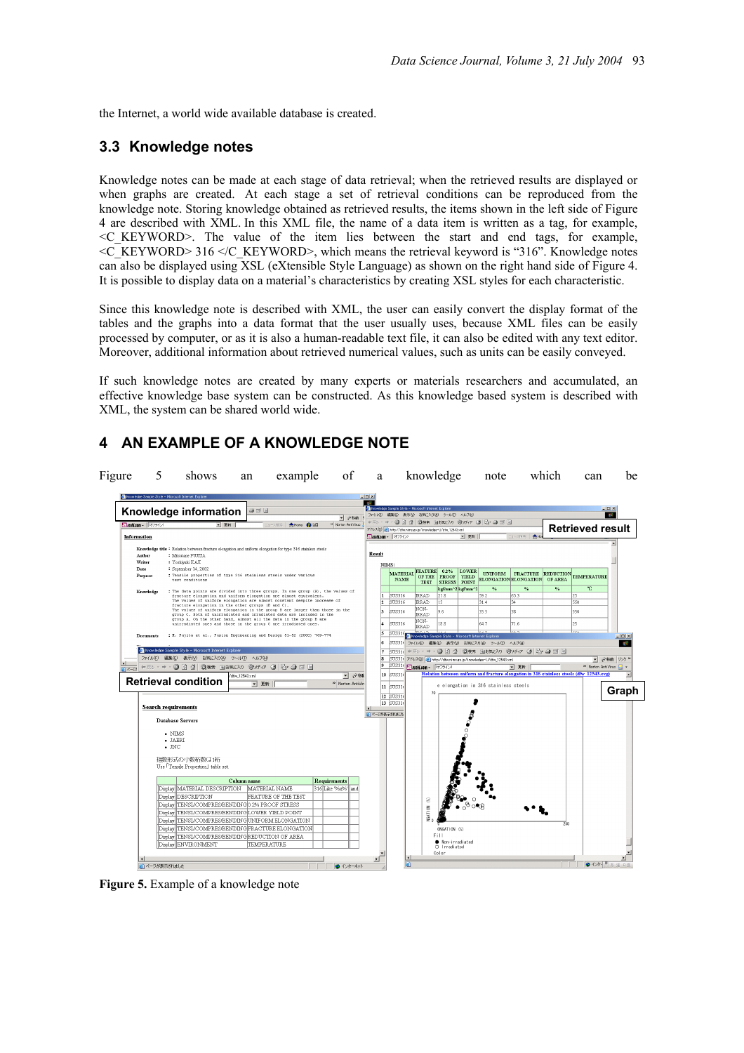the Internet, a world wide available database is created.

## 3.3 Knowledge notes

Knowledge notes can be made at each stage of data retrieval; when the retrieved results are displayed or when graphs are created. At each stage a set of retrieval conditions can be reproduced from the knowledge note. Storing knowledge obtained as retrieved results, the items shown in the left side of Figure 4 are described with XML. In this XML file, the name of a data item is written as a tag, for example, <C_KEYWORD>. The value of the item lies between the start and end tags, for example, <C_KEYWORD> 316 </C_KEYWORD>, which means the retrieval keyword is "316". Knowledge notes can also be displayed using XSL (eXtensible Style Language) as shown on the right hand side of Figure 4. It is possible to display data on a material's characteristics by creating XSL styles for each characteristic.

Since this knowledge note is described with XML, the user can easily convert the display format of the tables and the graphs into a data format that the user usually uses, because XML files can be easily processed by computer, or as it is also a human-readable text file, it can also be edited with any text editor. Moreover, additional information about retrieved numerical values, such as units can be easily conveyed.

If such knowledge notes are created by many experts or materials researchers and accumulated, an effective knowledge base system can be constructed. As this knowledge based system is described with XML, the system can be shared world wide.

# 4 AN EXAMPLE OF A KNOWLEDGE NOTE

Figure 5 shows an example of a knowledge note which can be

**Figure 5.** Example of a knowledge note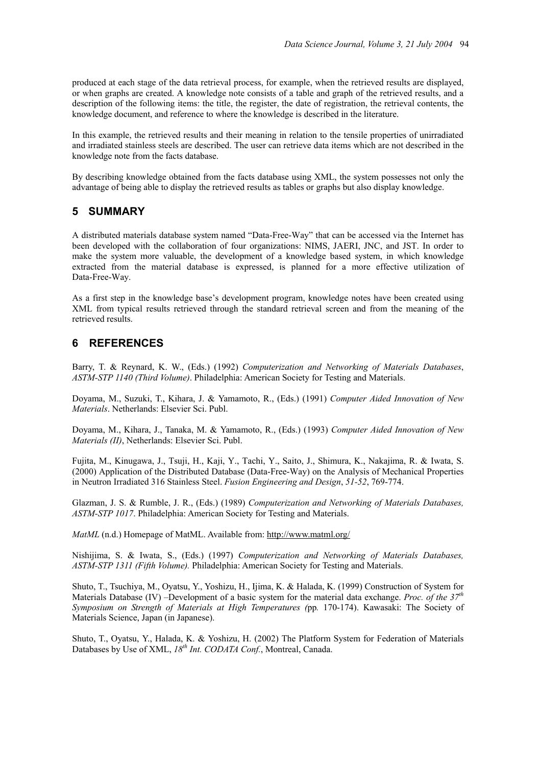produced at each stage of the data retrieval process, for example, when the retrieved results are displayed, or when graphs are created. A knowledge note consists of a table and graph of the retrieved results, and a description of the following items: the title, the register, the date of registration, the retrieval contents, the knowledge document, and reference to where the knowledge is described in the literature.

In this example, the retrieved results and their meaning in relation to the tensile properties of unirradiated and irradiated stainless steels are described. The user can retrieve data items which are not described in the knowledge note from the facts database.

By describing knowledge obtained from the facts database using XML, the system possesses not only the advantage of being able to display the retrieved results as tables or graphs but also display knowledge.

## 5 SUMMARY

A distributed materials database system named "Data-Free-Way" that can be accessed via the Internet has been developed with the collaboration of four organizations: NIMS, JAERI, JNC, and JST. In order to make the system more valuable, the development of a knowledge based system, in which knowledge extracted from the material database is expressed, is planned for a more effective utilization of Data-Free-Way.

As a first step in the knowledge base's development program, knowledge notes have been created using XML from typical results retrieved through the standard retrieval screen and from the meaning of the retrieved results.

## 6 REFERENCES

Barry, T. & Reynard, K. W., (Eds.) (1992) *Computerization and Networking of Materials Databases*, *ASTM-STP 1140 (Third Volume)*. Philadelphia: American Society for Testing and Materials.

Doyama, M., Suzuki, T., Kihara, J. & Yamamoto, R., (Eds.) (1991) *Computer Aided Innovation of New Materials*. Netherlands: Elsevier Sci. Publ.

Doyama, M., Kihara, J., Tanaka, M. & Yamamoto, R., (Eds.) (1993) *Computer Aided Innovation of New Materials (II)*, Netherlands: Elsevier Sci. Publ.

Fujita, M., Kinugawa, J., Tsuji, H., Kaji, Y., Tachi, Y., Saito, J., Shimura, K., Nakajima, R. & Iwata, S. (2000) Application of the Distributed Database (Data-Free-Way) on the Analysis of Mechanical Properties in Neutron Irradiated 316 Stainless Steel. *Fusion Engineering and Design*, *51-52*, 769-774.

Glazman, J. S. & Rumble, J. R., (Eds.) (1989) *Computerization and Networking of Materials Databases, ASTM-STP 1017*. Philadelphia: American Society for Testing and Materials.

*MatML* (n.d.) Homepage of MatML. Available from: http://www.matml.org/

Nishijima, S. & Iwata, S., (Eds.) (1997) *Computerization and Networking of Materials Databases, ASTM-STP 1311 (Fifth Volume).* Philadelphia: American Society for Testing and Materials.

Shuto, T., Tsuchiya, M., Oyatsu, Y., Yoshizu, H., Ijima, K. & Halada, K. (1999) Construction of System for Materials Database (IV) –Development of a basic system for the material data exchange. *Proc. of the 37th Symposium on Strength of Materials at High Temperatures (*pp*.* 170-174). Kawasaki: The Society of Materials Science, Japan (in Japanese).

Shuto, T., Oyatsu, Y., Halada, K. & Yoshizu, H. (2002) The Platform System for Federation of Materials Databases by Use of XML, *18th Int. CODATA Conf.*, Montreal, Canada.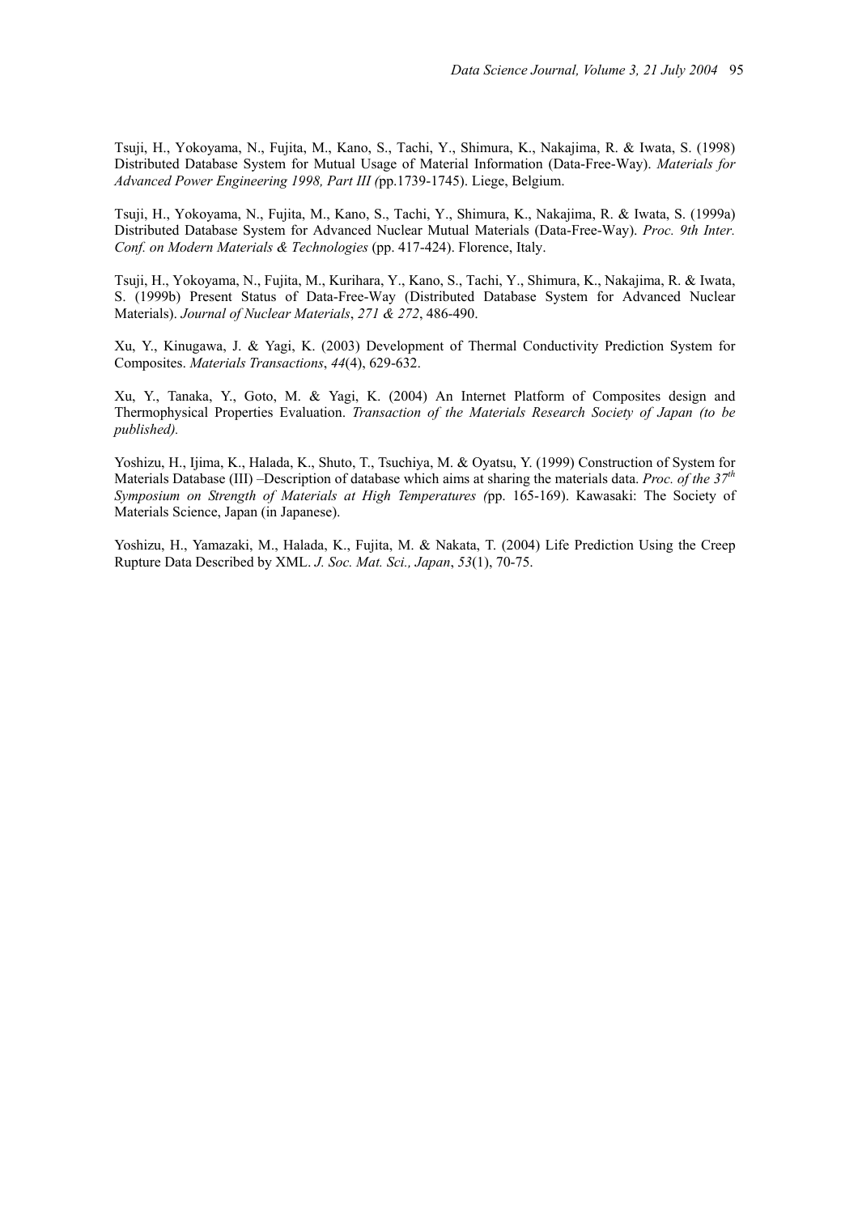Tsuji, H., Yokoyama, N., Fujita, M., Kano, S., Tachi, Y., Shimura, K., Nakajima, R. & Iwata, S. (1998) Distributed Database System for Mutual Usage of Material Information (Data-Free-Way). *Materials for Advanced Power Engineering 1998, Part III (*pp.1739-1745). Liege, Belgium.

Tsuji, H., Yokoyama, N., Fujita, M., Kano, S., Tachi, Y., Shimura, K., Nakajima, R. & Iwata, S. (1999a) Distributed Database System for Advanced Nuclear Mutual Materials (Data-Free-Way). *Proc. 9th Inter. Conf. on Modern Materials & Technologies* (pp. 417-424). Florence, Italy.

Tsuji, H., Yokoyama, N., Fujita, M., Kurihara, Y., Kano, S., Tachi, Y., Shimura, K., Nakajima, R. & Iwata, S. (1999b) Present Status of Data-Free-Way (Distributed Database System for Advanced Nuclear Materials). *Journal of Nuclear Materials*, *271 & 272*, 486-490.

Xu, Y., Kinugawa, J. & Yagi, K. (2003) Development of Thermal Conductivity Prediction System for Composites. *Materials Transactions*, *44*(4), 629-632.

Xu, Y., Tanaka, Y., Goto, M. & Yagi, K. (2004) An Internet Platform of Composites design and Thermophysical Properties Evaluation. *Transaction of the Materials Research Society of Japan (to be published).*

Yoshizu, H., Ijima, K., Halada, K., Shuto, T., Tsuchiya, M. & Oyatsu, Y. (1999) Construction of System for Materials Database (III) –Description of database which aims at sharing the materials data. *Proc. of the 37th Symposium on Strength of Materials at High Temperatures (*pp. 165-169). Kawasaki: The Society of Materials Science, Japan (in Japanese).

Yoshizu, H., Yamazaki, M., Halada, K., Fujita, M. & Nakata, T. (2004) Life Prediction Using the Creep Rupture Data Described by XML. *J. Soc. Mat. Sci., Japan*, *53*(1), 70-75.